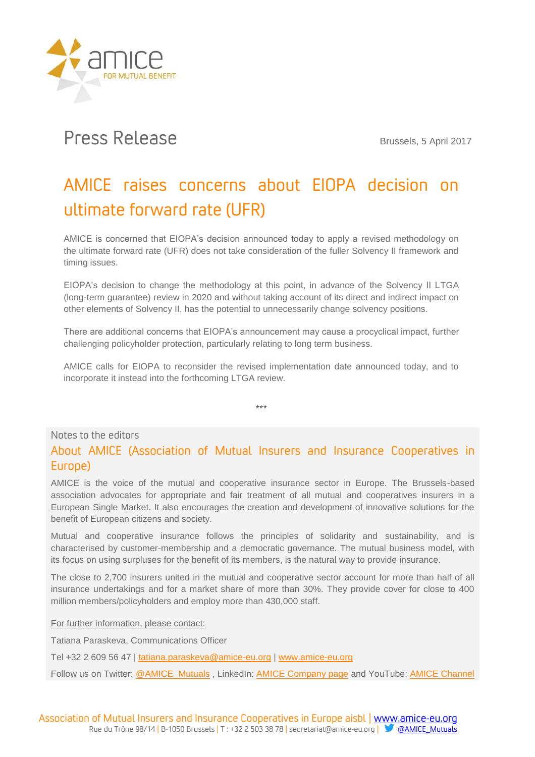# Press Release

Brussels, 5 April 2017

## AMICE raises concerns about EIOPA decision on ultimate forward rate (UFR)

AMICE is concerned that EIOPA's decision announced today to apply a revised methodology on the ultimate forward rate (UFR) does not take consideration of the fuller Solvency II framework and timing issues.

EIOPA's decision to change the methodology at this point, in advance of the Solvency II LTGA (long-term guarantee) review in 2020 and without taking account of its direct and indirect impact on other elements of Solvency II, has the potential to unnecessarily change solvency positions.

There are additional concerns that EIOPA's announcement may cause a procyclical impact, further challenging policyholder protection, particularly relating to long term business.

AMICE calls for EIOPA to reconsider the revised implementation date announced today, and to incorporate it instead into the forthcoming LTGA review.

***

Notes to the editors

### About AMICE (Association of Mutual Insurers and Insurance Cooperatives in Europe)

AMICE is the voice of the mutual and cooperative insurance sector in Europe. The Brussels-based association advocates for appropriate and fair treatment of all mutual and cooperatives insurers in a European Single Market. It also encourages the creation and development of innovative solutions for the benefit of European citizens and society.

Mutual and cooperative insurance follows the principles of solidarity and sustainability, and is characterised by customer-membership and a democratic governance. The mutual business model, with its focus on using surpluses for the benefit of its members, is the natural way to provide insurance.

The close to 2,700 insurers united in the mutual and cooperative sector account for more than half of all insurance undertakings and for a market share of more than 30%. They provide cover for close to 400 million members/policyholders and employ more than 430,000 staff.

For further information, please contact:

Tatiana Paraskeva, Communications Officer

Tel +32 2 609 56 47 | tatiana.paraskeva@amice-eu.org | www.amice-eu.org

Follow us on Twitter: @AMICE_Mutuals , LinkedIn: AMICE Company page and YouTube: AMICE Channel